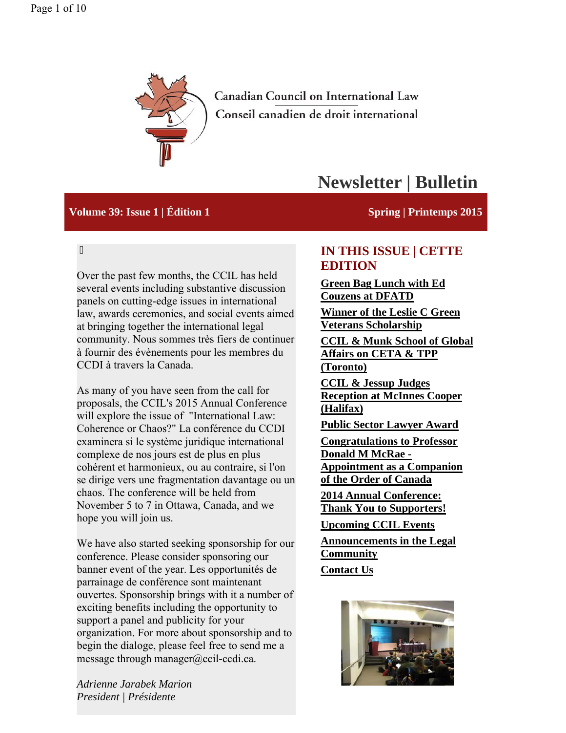Canadian Council on International Law
Conseil canadien de droit international

# Newsletter | Bulletin

**Volume 39: Issue 1 | Édition 1** **Spring | Printemps 2015**

Over the past few months, the CCIL has held several events including substantive discussion panels on cutting-edge issues in international law, awards ceremonies, and social events aimed at bringing together the international legal community. Nous sommes très fiers de continuer à fournir des évènements pour les membres du CCDI à travers la Canada.

As many of you have seen from the call for proposals, the CCIL's 2015 Annual Conference will explore the issue of "International Law: Coherence or Chaos?" La conférence du CCDI examinera si le système juridique international complexe de nos jours est de plus en plus cohérent et harmonieux, ou au contraire, si l'on se dirige vers une fragmentation davantage ou un chaos. The conference will be held from November 5 to 7 in Ottawa, Canada, and we hope you will join us.

We have also started seeking sponsorship for our conference. Please consider sponsoring our banner event of the year. Les opportunités de parrainage de conférence sont maintenant ouvertes. Sponsorship brings with it a number of exciting benefits including the opportunity to support a panel and publicity for your organization. For more about sponsorship and to begin the dialoge, please feel free to send me a message through manager@ccil-ccdi.ca.

*Adrienne Jarabek Marion*
*President | Présidente*

## IN THIS ISSUE | CETTE EDITION

- **Green Bag Lunch with Ed Couzens at DFATD**
- **Winner of the Leslie C Green Veterans Scholarship**
- **CCIL & Munk School of Global Affairs on CETA & TPP (Toronto)**
- **CCIL & Jessup Judges Reception at McInnes Cooper (Halifax)**
- **Public Sector Lawyer Award**
- **Congratulations to Professor Donald M McRae - Appointment as a Companion of the Order of Canada**
- **2014 Annual Conference: Thank You to Supporters!**
- **Upcoming CCIL Events**
- **Announcements in the Legal Community**
- **Contact Us**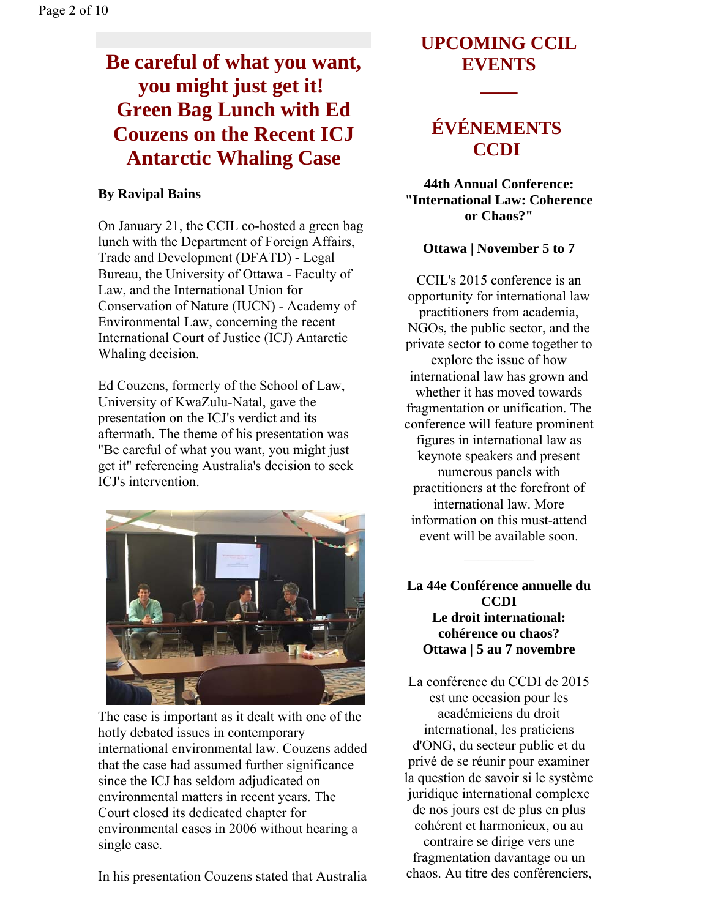# Be careful of what you want, you might just get it! Green Bag Lunch with Ed Couzens on the Recent ICJ Antarctic Whaling Case

**By Ravipal Bains**

On January 21, the CCIL co-hosted a green bag lunch with the Department of Foreign Affairs, Trade and Development (DFATD) - Legal Bureau, the University of Ottawa - Faculty of Law, and the International Union for Conservation of Nature (IUCN) - Academy of Environmental Law, concerning the recent International Court of Justice (ICJ) Antarctic Whaling decision.

Ed Couzens, formerly of the School of Law, University of KwaZulu-Natal, gave the presentation on the ICJ's verdict and its aftermath. The theme of his presentation was "Be careful of what you want, you might just get it" referencing Australia's decision to seek ICJ's intervention.

The case is important as it dealt with one of the hotly debated issues in contemporary international environmental law. Couzens added that the case had assumed further significance since the ICJ has seldom adjudicated on environmental matters in recent years. The Court closed its dedicated chapter for environmental cases in 2006 without hearing a single case.

In his presentation Couzens stated that Australia

## UPCOMING CCIL EVENTS

## ÉVÉNEMENTS CCDI

**44th Annual Conference: "International Law: Coherence or Chaos?"**

**Ottawa | November 5 to 7**

CCIL's 2015 conference is an opportunity for international law practitioners from academia, NGOs, the public sector, and the private sector to come together to explore the issue of how international law has grown and whether it has moved towards fragmentation or unification. The conference will feature prominent figures in international law as keynote speakers and present numerous panels with practitioners at the forefront of international law. More information on this must-attend event will be available soon.

---

**La 44e Conférence annuelle du CCDI**
**Le droit international: cohérence ou chaos?**
**Ottawa | 5 au 7 novembre**

La conférence du CCDI de 2015 est une occasion pour les académiciens du droit international, les praticiens d'ONG, du secteur public et du privé de se réunir pour examiner la question de savoir si le système juridique international complexe de nos jours est de plus en plus cohérent et harmonieux, ou au contraire se dirige vers une fragmentation davantage ou un chaos. Au titre des conférenciers,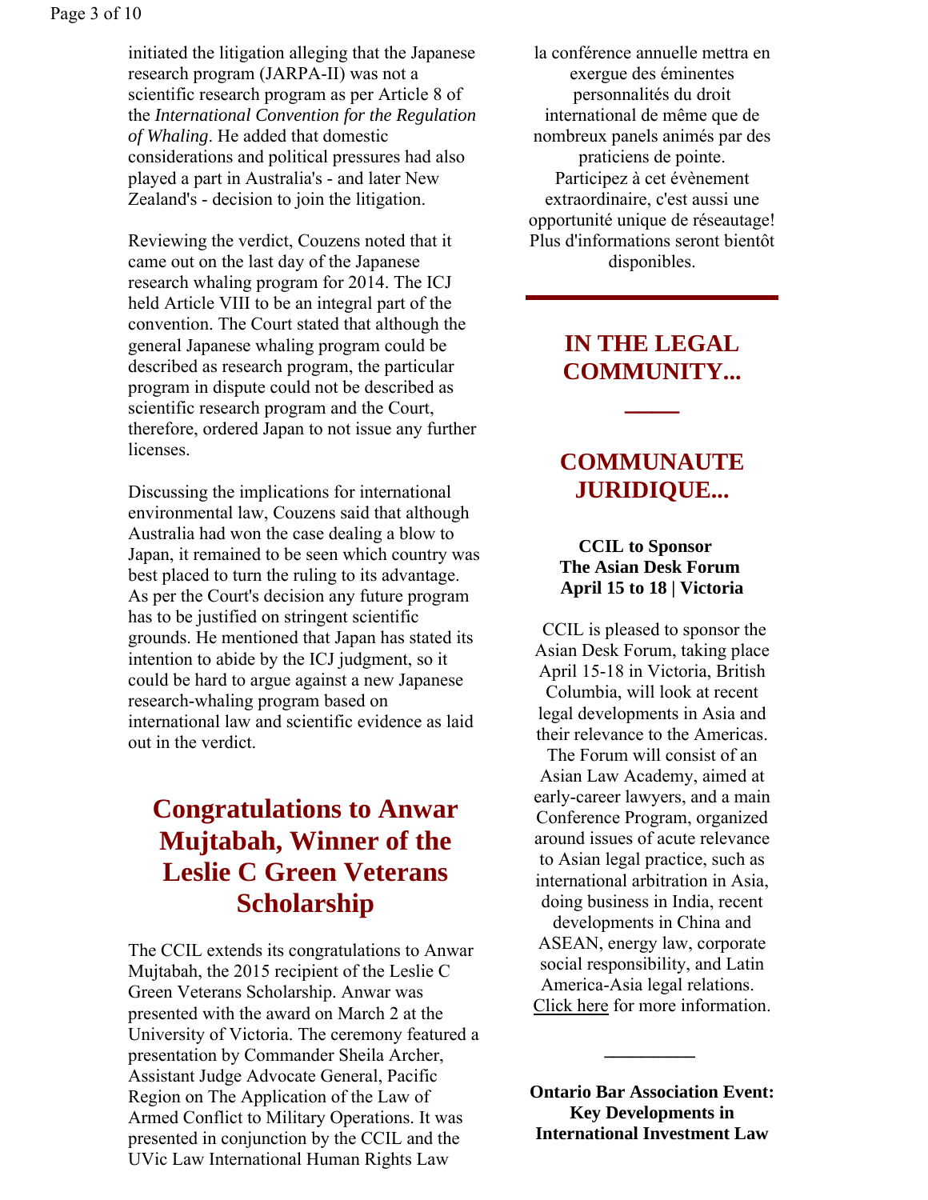initiated the litigation alleging that the Japanese research program (JARPA-II) was not a scientific research program as per Article 8 of the *International Convention for the Regulation of Whaling*. He added that domestic considerations and political pressures had also played a part in Australia's - and later New Zealand's - decision to join the litigation.

Reviewing the verdict, Couzens noted that it came out on the last day of the Japanese research whaling program for 2014. The ICJ held Article VIII to be an integral part of the convention. The Court stated that although the general Japanese whaling program could be described as research program, the particular program in dispute could not be described as scientific research program and the Court, therefore, ordered Japan to not issue any further licenses.

Discussing the implications for international environmental law, Couzens said that although Australia had won the case dealing a blow to Japan, it remained to be seen which country was best placed to turn the ruling to its advantage. As per the Court's decision any future program has to be justified on stringent scientific grounds. He mentioned that Japan has stated its intention to abide by the ICJ judgment, so it could be hard to argue against a new Japanese research-whaling program based on international law and scientific evidence as laid out in the verdict.

## Congratulations to Anwar Mujtabah, Winner of the Leslie C Green Veterans Scholarship

The CCIL extends its congratulations to Anwar Mujtabah, the 2015 recipient of the Leslie C Green Veterans Scholarship. Anwar was presented with the award on March 2 at the University of Victoria. The ceremony featured a presentation by Commander Sheila Archer, Assistant Judge Advocate General, Pacific Region on The Application of the Law of Armed Conflict to Military Operations. It was presented in conjunction by the CCIL and the UVic Law International Human Rights Law

la conférence annuelle mettra en exergue des éminentes personnalités du droit international de même que de nombreux panels animés par des praticiens de pointe. Participez à cet évènement extraordinaire, c'est aussi une opportunité unique de réseautage! Plus d'informations seront bientôt disponibles.

---

## IN THE LEGAL COMMUNITY...

## COMMUNAUTE JURIDIQUE...

**CCIL to Sponsor The Asian Desk Forum April 15 to 18 | Victoria**

CCIL is pleased to sponsor the Asian Desk Forum, taking place April 15-18 in Victoria, British Columbia, will look at recent legal developments in Asia and their relevance to the Americas. The Forum will consist of an Asian Law Academy, aimed at early-career lawyers, and a main Conference Program, organized around issues of acute relevance to Asian legal practice, such as international arbitration in Asia, doing business in India, recent developments in China and ASEAN, energy law, corporate social responsibility, and Latin America-Asia legal relations. Click here for more information.

---

**Ontario Bar Association Event: Key Developments in International Investment Law**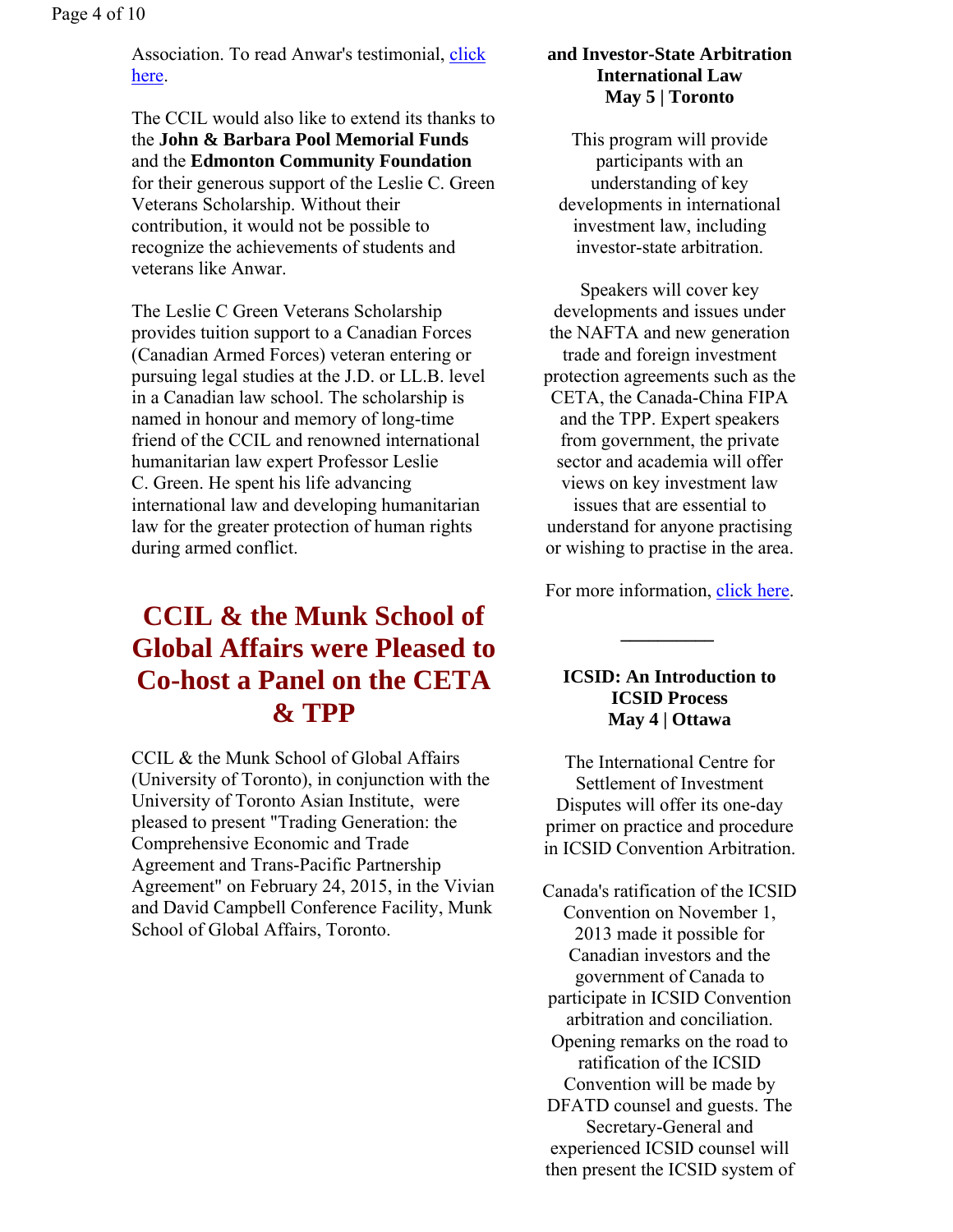Association. To read Anwar's testimonial, [click here](#).

The CCIL would also like to extend its thanks to the **John & Barbara Pool Memorial Funds** and the **Edmonton Community Foundation** for their generous support of the Leslie C. Green Veterans Scholarship. Without their contribution, it would not be possible to recognize the achievements of students and veterans like Anwar.

The Leslie C Green Veterans Scholarship provides tuition support to a Canadian Forces (Canadian Armed Forces) veteran entering or pursuing legal studies at the J.D. or LL.B. level in a Canadian law school. The scholarship is named in honour and memory of long-time friend of the CCIL and renowned international humanitarian law expert Professor Leslie C. Green. He spent his life advancing international law and developing humanitarian law for the greater protection of human rights during armed conflict.

## CCIL & the Munk School of Global Affairs were Pleased to Co-host a Panel on the CETA & TPP

CCIL & the Munk School of Global Affairs (University of Toronto), in conjunction with the University of Toronto Asian Institute, were pleased to present "Trading Generation: the Comprehensive Economic and Trade Agreement and Trans-Pacific Partnership Agreement" on February 24, 2015, in the Vivian and David Campbell Conference Facility, Munk School of Global Affairs, Toronto.

**and Investor-State Arbitration**
**International Law**
**May 5 | Toronto**

This program will provide participants with an understanding of key developments in international investment law, including investor-state arbitration.

Speakers will cover key developments and issues under the NAFTA and new generation trade and foreign investment protection agreements such as the CETA, the Canada-China FIPA and the TPP. Expert speakers from government, the private sector and academia will offer views on key investment law issues that are essential to understand for anyone practising or wishing to practise in the area.

For more information, [click here](#).

---

**ICSID: An Introduction to ICSID Process**
**May 4 | Ottawa**

The International Centre for Settlement of Investment Disputes will offer its one-day primer on practice and procedure in ICSID Convention Arbitration.

Canada's ratification of the ICSID Convention on November 1, 2013 made it possible for Canadian investors and the government of Canada to participate in ICSID Convention arbitration and conciliation. Opening remarks on the road to ratification of the ICSID Convention will be made by DFATD counsel and guests. The Secretary-General and experienced ICSID counsel will then present the ICSID system of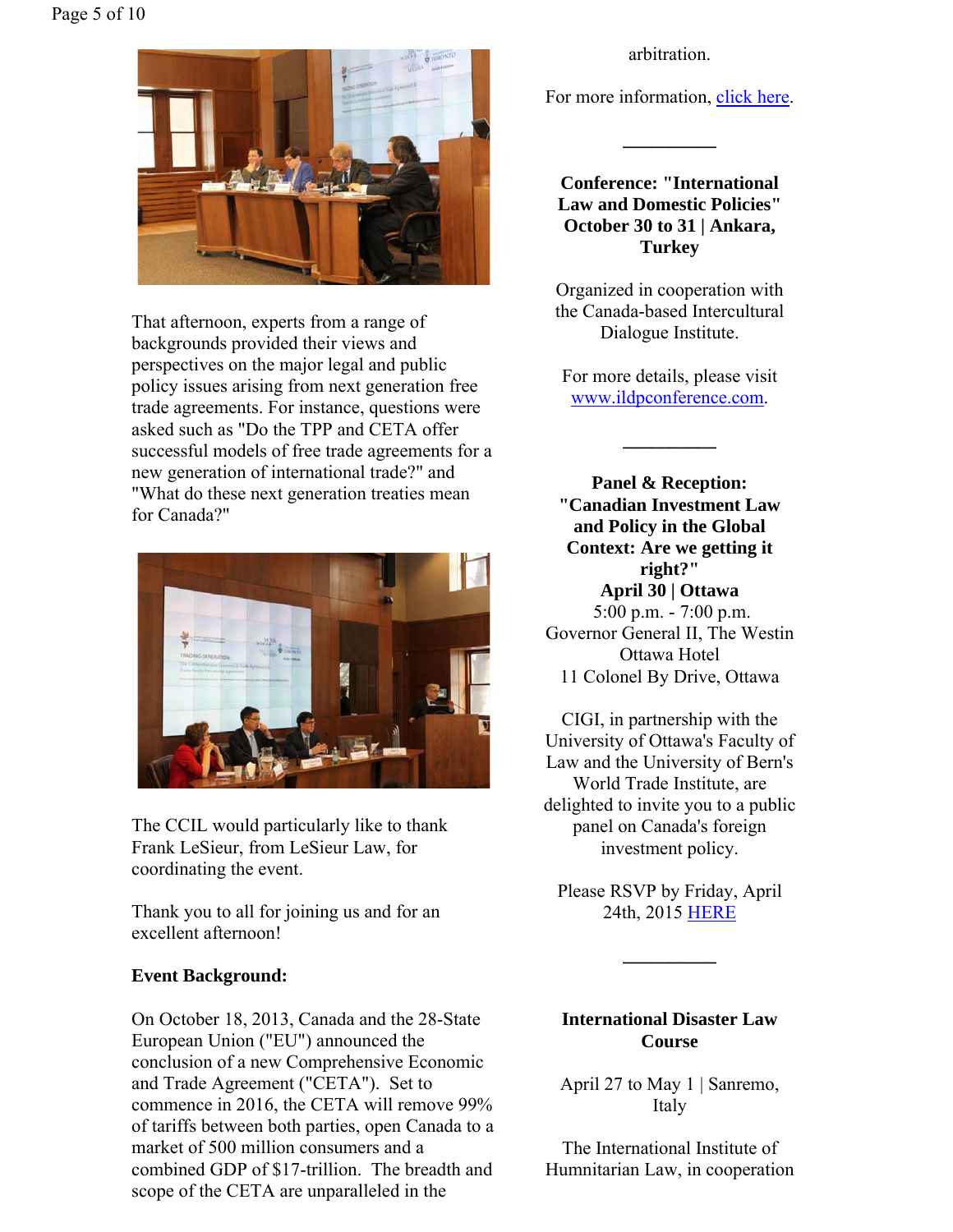That afternoon, experts from a range of backgrounds provided their views and perspectives on the major legal and public policy issues arising from next generation free trade agreements. For instance, questions were asked such as "Do the TPP and CETA offer successful models of free trade agreements for a new generation of international trade?" and "What do these next generation treaties mean for Canada?"

The CCIL would particularly like to thank Frank LeSieur, from LeSieur Law, for coordinating the event.

Thank you to all for joining us and for an excellent afternoon!

**Event Background:**

On October 18, 2013, Canada and the 28-State European Union ("EU") announced the conclusion of a new Comprehensive Economic and Trade Agreement ("CETA"). Set to commence in 2016, the CETA will remove 99% of tariffs between both parties, open Canada to a market of 500 million consumers and a combined GDP of $17-trillion. The breadth and scope of the CETA are unparalleled in the

arbitration.

For more information, [click here](#).

---

**Conference: "International Law and Domestic Policies" October 30 to 31 | Ankara, Turkey**

Organized in cooperation with the Canada-based Intercultural Dialogue Institute.

For more details, please visit [www.ildpconference.com](http://www.ildpconference.com).

---

**Panel & Reception: "Canadian Investment Law and Policy in the Global Context: Are we getting it right?"**
**April 30 | Ottawa**
5:00 p.m. - 7:00 p.m.
Governor General II, The Westin Ottawa Hotel
11 Colonel By Drive, Ottawa

CIGI, in partnership with the University of Ottawa's Faculty of Law and the University of Bern's World Trade Institute, are delighted to invite you to a public panel on Canada's foreign investment policy.

Please RSVP by Friday, April 24th, 2015 [HERE](#)

---

**International Disaster Law Course**

April 27 to May 1 | Sanremo, Italy

The International Institute of Humnitarian Law, in cooperation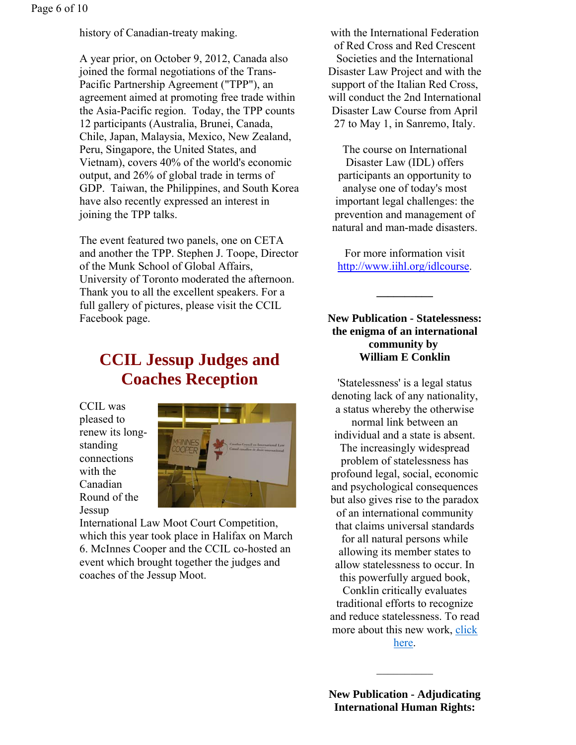history of Canadian-treaty making.

A year prior, on October 9, 2012, Canada also joined the formal negotiations of the Trans-Pacific Partnership Agreement ("TPP"), an agreement aimed at promoting free trade within the Asia-Pacific region. Today, the TPP counts 12 participants (Australia, Brunei, Canada, Chile, Japan, Malaysia, Mexico, New Zealand, Peru, Singapore, the United States, and Vietnam), covers 40% of the world's economic output, and 26% of global trade in terms of GDP. Taiwan, the Philippines, and South Korea have also recently expressed an interest in joining the TPP talks.

The event featured two panels, one on CETA and another the TPP. Stephen J. Toope, Director of the Munk School of Global Affairs, University of Toronto moderated the afternoon. Thank you to all the excellent speakers. For a full gallery of pictures, please visit the CCIL Facebook page.

## CCIL Jessup Judges and Coaches Reception

CCIL was pleased to renew its long-standing connections with the Canadian Round of the Jessup International Law Moot Court Competition, which this year took place in Halifax on March 6. McInnes Cooper and the CCIL co-hosted an event which brought together the judges and coaches of the Jessup Moot.

with the International Federation of Red Cross and Red Crescent Societies and the International Disaster Law Project and with the support of the Italian Red Cross, will conduct the 2nd International Disaster Law Course from April 27 to May 1, in Sanremo, Italy.

The course on International Disaster Law (IDL) offers participants an opportunity to analyse one of today's most important legal challenges: the prevention and management of natural and man-made disasters.

For more information visit [http://www.iihl.org/idlcourse](http://www.iihl.org/idlcourse).

---

**New Publication - Statelessness: the enigma of an international community by William E Conklin**

'Statelessness' is a legal status denoting lack of any nationality, a status whereby the otherwise normal link between an individual and a state is absent. The increasingly widespread problem of statelessness has profound legal, social, economic and psychological consequences but also gives rise to the paradox of an international community that claims universal standards for all natural persons while allowing its member states to allow statelessness to occur. In this powerfully argued book, Conklin critically evaluates traditional efforts to recognize and reduce statelessness. To read more about this new work, click here.

---

**New Publication - Adjudicating International Human Rights:**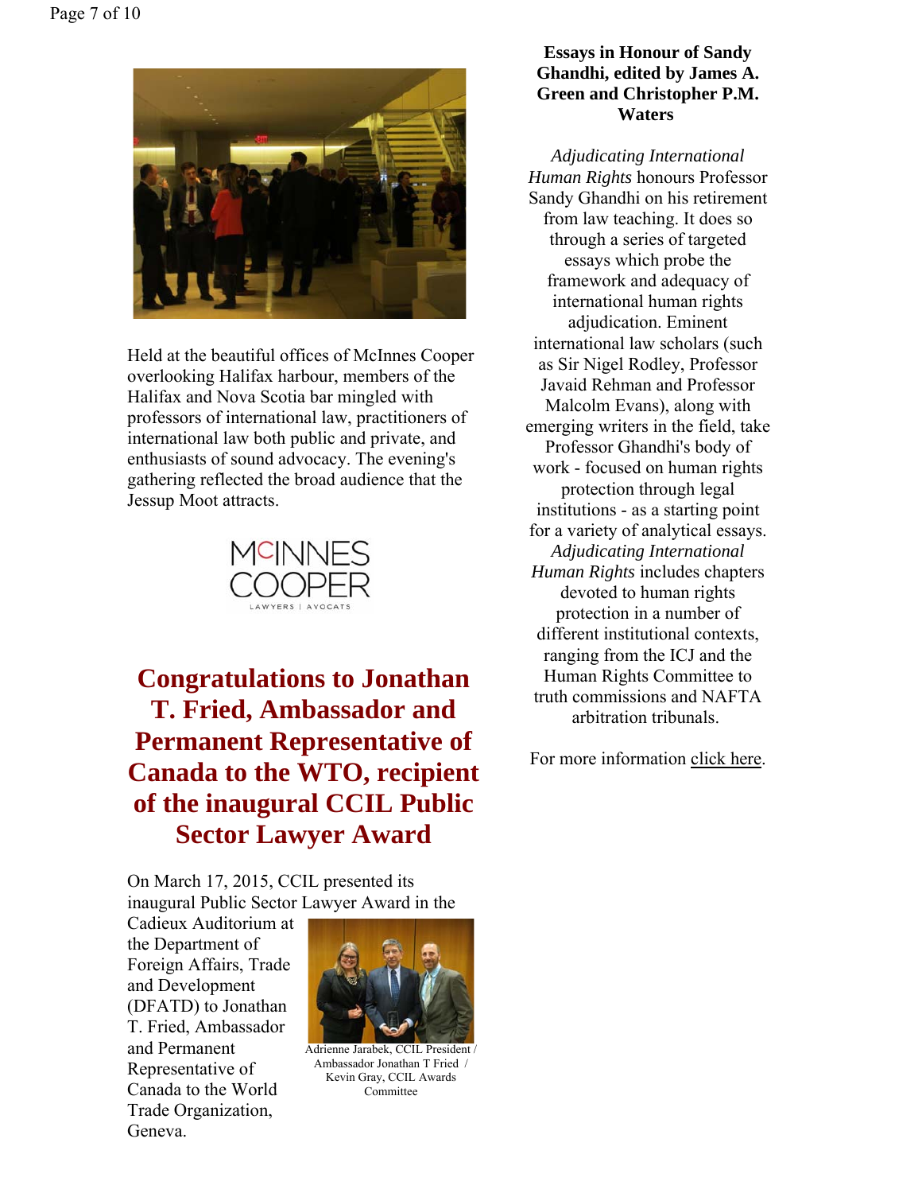Held at the beautiful offices of McInnes Cooper overlooking Halifax harbour, members of the Halifax and Nova Scotia bar mingled with professors of international law, practitioners of international law both public and private, and enthusiasts of sound advocacy. The evening's gathering reflected the broad audience that the Jessup Moot attracts.

## Congratulations to Jonathan T. Fried, Ambassador and Permanent Representative of Canada to the WTO, recipient of the inaugural CCIL Public Sector Lawyer Award

On March 17, 2015, CCIL presented its inaugural Public Sector Lawyer Award in the Cadieux Auditorium at the Department of Foreign Affairs, Trade and Development (DFATD) to Jonathan T. Fried, Ambassador and Permanent Representative of Canada to the World Trade Organization, Geneva.

Adrienne Jarabek, CCIL President / Ambassador Jonathan T Fried / Kevin Gray, CCIL Awards Committee

**Essays in Honour of Sandy Ghandhi, edited by James A. Green and Christopher P.M. Waters**

*Adjudicating International Human Rights* honours Professor Sandy Ghandhi on his retirement from law teaching. It does so through a series of targeted essays which probe the framework and adequacy of international human rights adjudication. Eminent international law scholars (such as Sir Nigel Rodley, Professor Javaid Rehman and Professor Malcolm Evans), along with emerging writers in the field, take Professor Ghandhi's body of work - focused on human rights protection through legal institutions - as a starting point for a variety of analytical essays. *Adjudicating International Human Rights* includes chapters devoted to human rights protection in a number of different institutional contexts, ranging from the ICJ and the Human Rights Committee to truth commissions and NAFTA arbitration tribunals.

For more information click here.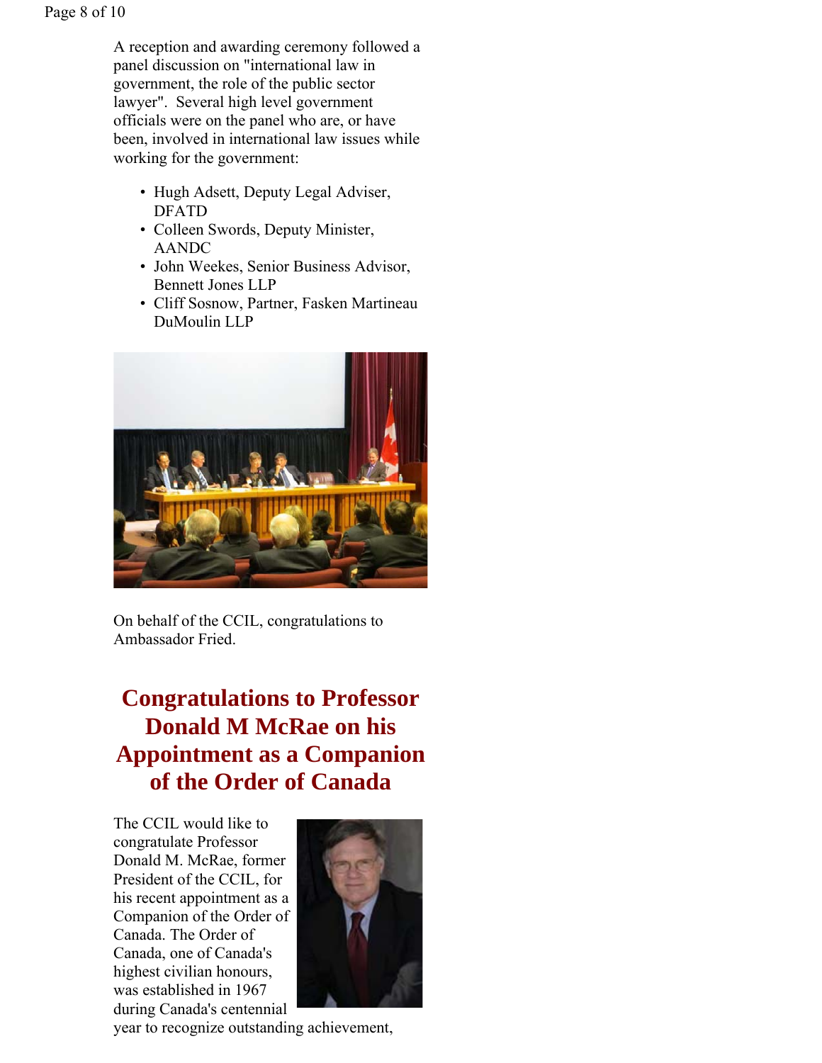A reception and awarding ceremony followed a panel discussion on "international law in government, the role of the public sector lawyer". Several high level government officials were on the panel who are, or have been, involved in international law issues while working for the government:

- Hugh Adsett, Deputy Legal Adviser, DFATD
- Colleen Swords, Deputy Minister, AANDC
- John Weekes, Senior Business Advisor, Bennett Jones LLP
- Cliff Sosnow, Partner, Fasken Martineau DuMoulin LLP

On behalf of the CCIL, congratulations to Ambassador Fried.

## Congratulations to Professor Donald M McRae on his Appointment as a Companion of the Order of Canada

The CCIL would like to congratulate Professor Donald M. McRae, former President of the CCIL, for his recent appointment as a Companion of the Order of Canada. The Order of Canada, one of Canada's highest civilian honours, was established in 1967 during Canada's centennial year to recognize outstanding achievement,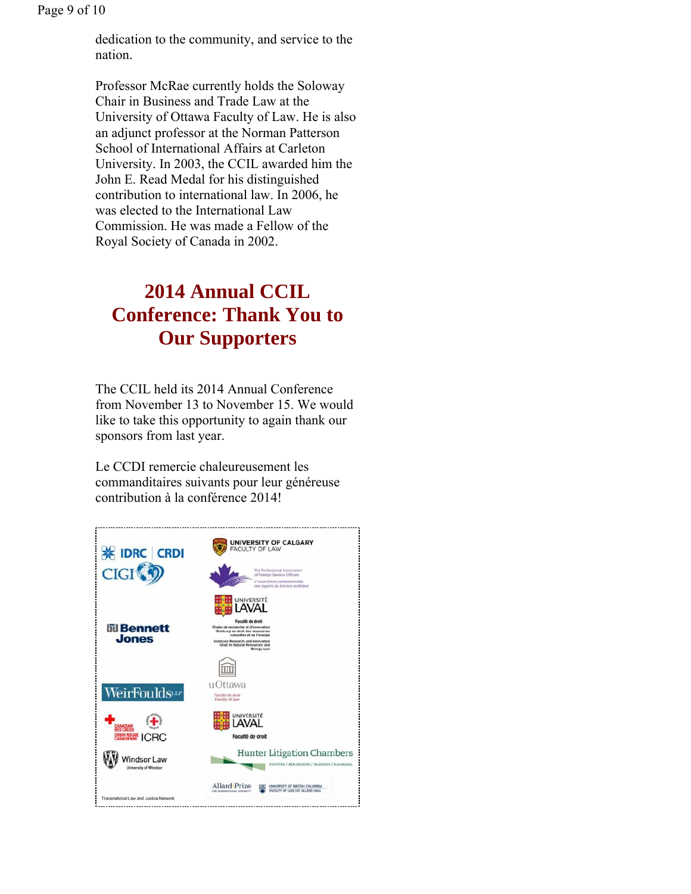dedication to the community, and service to the nation.

Professor McRae currently holds the Soloway Chair in Business and Trade Law at the University of Ottawa Faculty of Law. He is also an adjunct professor at the Norman Patterson School of International Affairs at Carleton University. In 2003, the CCIL awarded him the John E. Read Medal for his distinguished contribution to international law. In 2006, he was elected to the International Law Commission. He was made a Fellow of the Royal Society of Canada in 2002.

## 2014 Annual CCIL Conference: Thank You to Our Supporters

The CCIL held its 2014 Annual Conference from November 13 to November 15. We would like to take this opportunity to again thank our sponsors from last year.

Le CCDI remercie chaleureusement les commanditaires suivants pour leur généreuse contribution à la conférence 2014!

IDRC | CRDI

CIGI

Bennett Jones

WeirFoulds LLP

Canadian Red Cross / Croix-Rouge canadienne

ICRC

Windsor Law – University of Windsor

Transnational Law and Justice Network

University of Calgary Faculty of Law

The Professional Association of Foreign Service Officers / L'Association professionnelle des agents du Service extérieur

Université Laval – Faculté de droit – Chaire de recherche et d'innovation Goldcorp en droit des ressources naturelles et de l'énergie / Goldcorp Research and Innovation Chair in Natural Resources and Energy Law

uOttawa – Faculté de droit / Faculty of Law

Université Laval – Faculté de droit

Hunter Litigation Chambers – Hunter / Berardino / McEwan / Kaardal

Allard Prize for International Integrity – University of British Columbia Faculty of Law at Allard Hall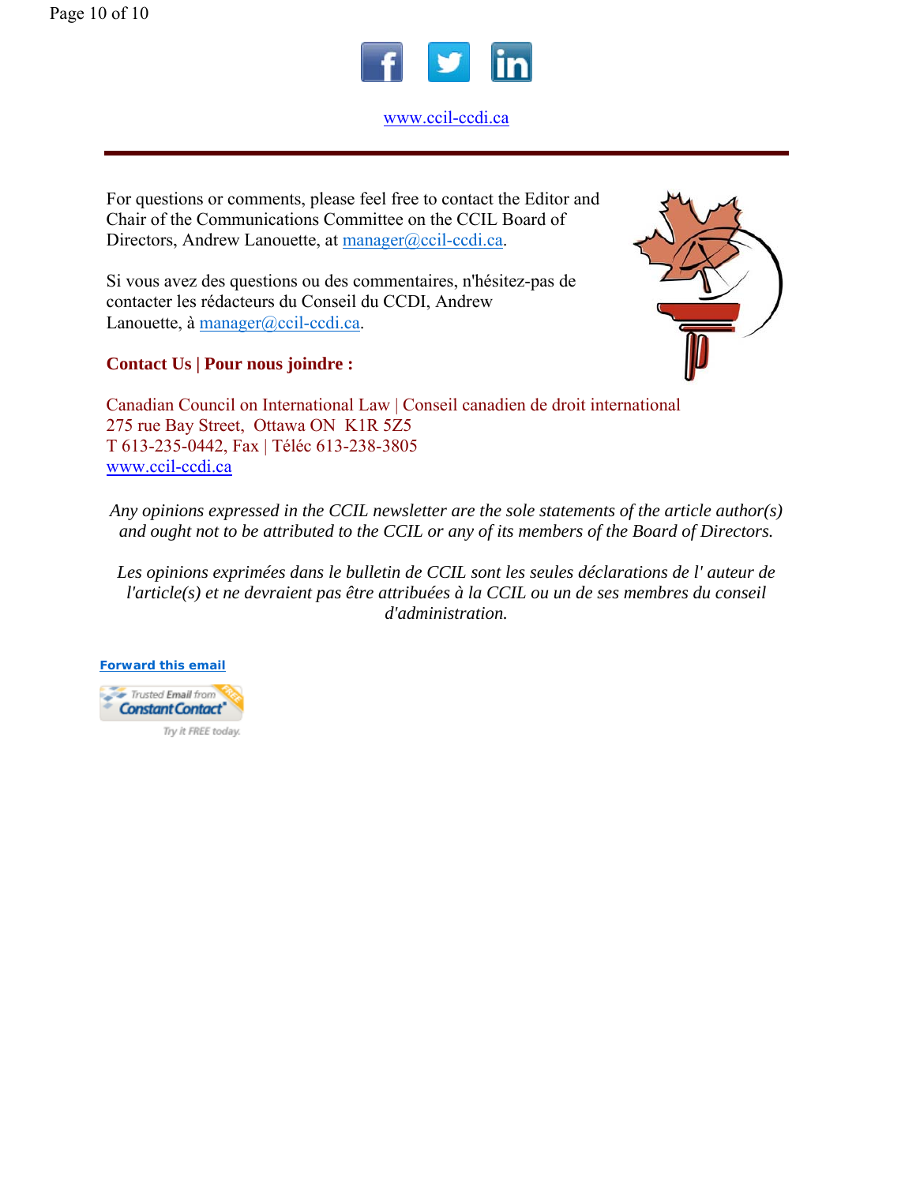www.ccil-ccdi.ca

For questions or comments, please feel free to contact the Editor and Chair of the Communications Committee on the CCIL Board of Directors, Andrew Lanouette, at manager@ccil-ccdi.ca.

Si vous avez des questions ou des commentaires, n'hésitez-pas de contacter les rédacteurs du Conseil du CCDI, Andrew Lanouette, à manager@ccil-ccdi.ca.

**Contact Us | Pour nous joindre :**

Canadian Council on International Law | Conseil canadien de droit international
275 rue Bay Street, Ottawa ON K1R 5Z5
T 613-235-0442, Fax | Téléc 613-238-3805
www.ccil-ccdi.ca

*Any opinions expressed in the CCIL newsletter are the sole statements of the article author(s) and ought not to be attributed to the CCIL or any of its members of the Board of Directors.*

*Les opinions exprimées dans le bulletin de CCIL sont les seules déclarations de l' auteur de l'article(s) et ne devraient pas être attribuées à la CCIL ou un de ses membres du conseil d'administration.*

**Forward this email**

Trusted Email from Constant Contact
Try it FREE today.